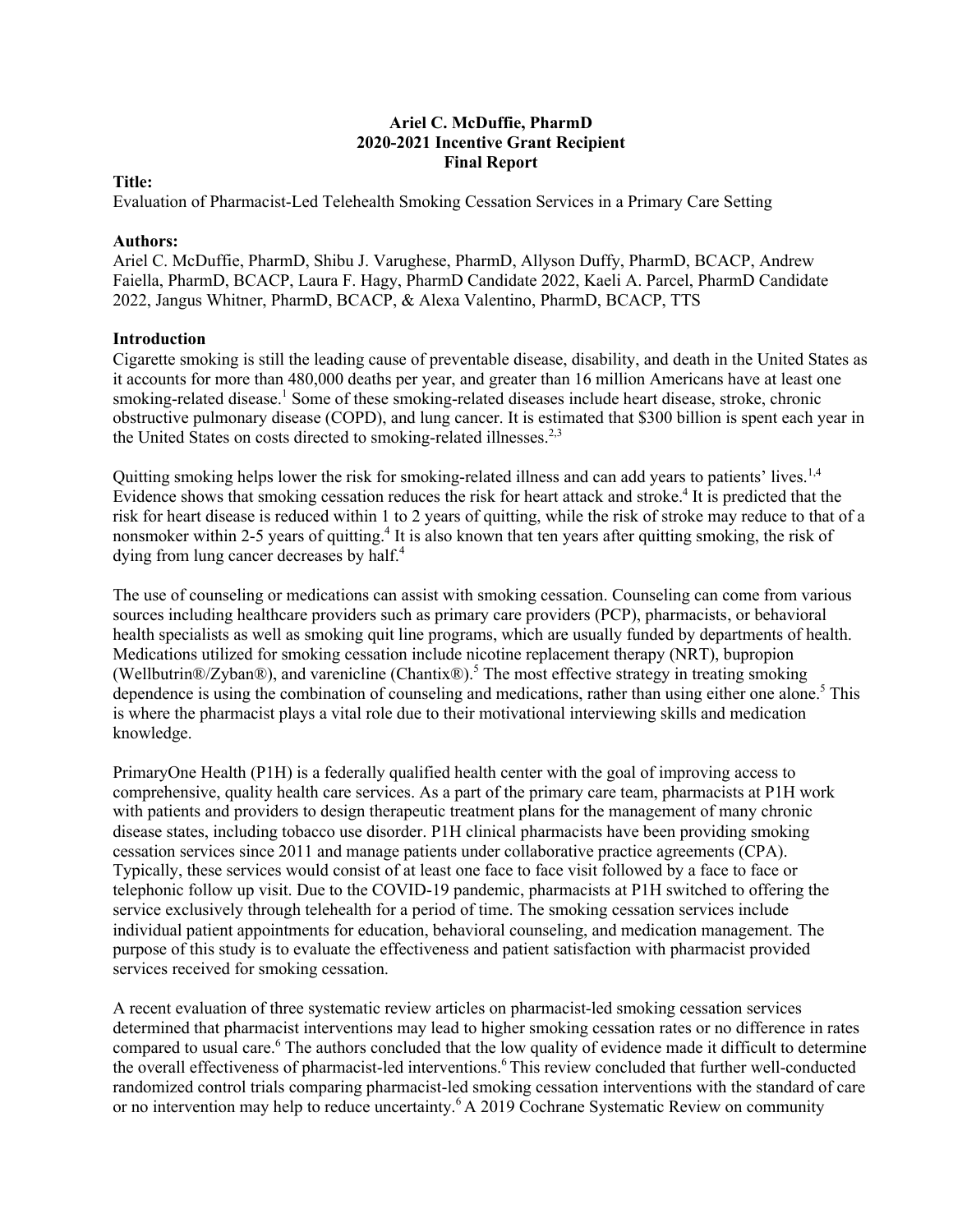**Ariel C. McDuffie, PharmD**
**2020-2021 Incentive Grant Recipient**
**Final Report**

**Title:**

Evaluation of Pharmacist-Led Telehealth Smoking Cessation Services in a Primary Care Setting

**Authors:**

Ariel C. McDuffie, PharmD, Shibu J. Varughese, PharmD, Allyson Duffy, PharmD, BCACP, Andrew Faiella, PharmD, BCACP, Laura F. Hagy, PharmD Candidate 2022, Kaeli A. Parcel, PharmD Candidate 2022, Jangus Whitner, PharmD, BCACP, & Alexa Valentino, PharmD, BCACP, TTS

**Introduction**

Cigarette smoking is still the leading cause of preventable disease, disability, and death in the United States as it accounts for more than 480,000 deaths per year, and greater than 16 million Americans have at least one smoking-related disease.[1] Some of these smoking-related diseases include heart disease, stroke, chronic obstructive pulmonary disease (COPD), and lung cancer. It is estimated that $300 billion is spent each year in the United States on costs directed to smoking-related illnesses.[2,3]

Quitting smoking helps lower the risk for smoking-related illness and can add years to patients' lives.[1,4] Evidence shows that smoking cessation reduces the risk for heart attack and stroke.[4] It is predicted that the risk for heart disease is reduced within 1 to 2 years of quitting, while the risk of stroke may reduce to that of a nonsmoker within 2-5 years of quitting.[4] It is also known that ten years after quitting smoking, the risk of dying from lung cancer decreases by half.[4]

The use of counseling or medications can assist with smoking cessation. Counseling can come from various sources including healthcare providers such as primary care providers (PCP), pharmacists, or behavioral health specialists as well as smoking quit line programs, which are usually funded by departments of health. Medications utilized for smoking cessation include nicotine replacement therapy (NRT), bupropion (Wellbutrin®/Zyban®), and varenicline (Chantix®).[5] The most effective strategy in treating smoking dependence is using the combination of counseling and medications, rather than using either one alone.[5] This is where the pharmacist plays a vital role due to their motivational interviewing skills and medication knowledge.

PrimaryOne Health (P1H) is a federally qualified health center with the goal of improving access to comprehensive, quality health care services. As a part of the primary care team, pharmacists at P1H work with patients and providers to design therapeutic treatment plans for the management of many chronic disease states, including tobacco use disorder. P1H clinical pharmacists have been providing smoking cessation services since 2011 and manage patients under collaborative practice agreements (CPA). Typically, these services would consist of at least one face to face visit followed by a face to face or telephonic follow up visit. Due to the COVID-19 pandemic, pharmacists at P1H switched to offering the service exclusively through telehealth for a period of time. The smoking cessation services include individual patient appointments for education, behavioral counseling, and medication management. The purpose of this study is to evaluate the effectiveness and patient satisfaction with pharmacist provided services received for smoking cessation.

A recent evaluation of three systematic review articles on pharmacist-led smoking cessation services determined that pharmacist interventions may lead to higher smoking cessation rates or no difference in rates compared to usual care.[6] The authors concluded that the low quality of evidence made it difficult to determine the overall effectiveness of pharmacist-led interventions.[6] This review concluded that further well-conducted randomized control trials comparing pharmacist-led smoking cessation interventions with the standard of care or no intervention may help to reduce uncertainty.[6] A 2019 Cochrane Systematic Review on community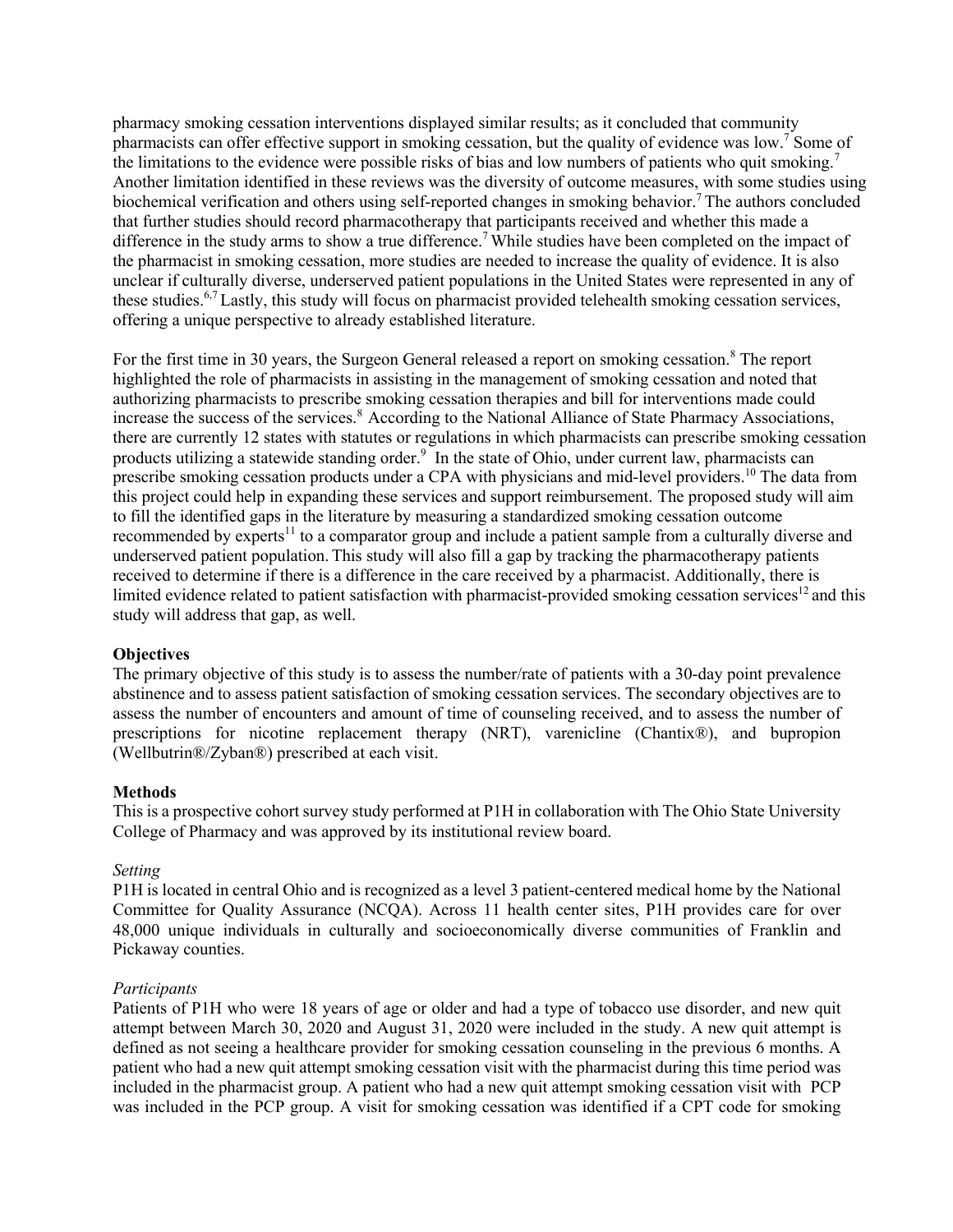pharmacy smoking cessation interventions displayed similar results; as it concluded that community pharmacists can offer effective support in smoking cessation, but the quality of evidence was low.[7] Some of the limitations to the evidence were possible risks of bias and low numbers of patients who quit smoking.[7] Another limitation identified in these reviews was the diversity of outcome measures, with some studies using biochemical verification and others using self-reported changes in smoking behavior.[7] The authors concluded that further studies should record pharmacotherapy that participants received and whether this made a difference in the study arms to show a true difference.[7] While studies have been completed on the impact of the pharmacist in smoking cessation, more studies are needed to increase the quality of evidence. It is also unclear if culturally diverse, underserved patient populations in the United States were represented in any of these studies.[6,7] Lastly, this study will focus on pharmacist provided telehealth smoking cessation services, offering a unique perspective to already established literature.

For the first time in 30 years, the Surgeon General released a report on smoking cessation.[8] The report highlighted the role of pharmacists in assisting in the management of smoking cessation and noted that authorizing pharmacists to prescribe smoking cessation therapies and bill for interventions made could increase the success of the services.[8] According to the National Alliance of State Pharmacy Associations, there are currently 12 states with statutes or regulations in which pharmacists can prescribe smoking cessation products utilizing a statewide standing order.[9] In the state of Ohio, under current law, pharmacists can prescribe smoking cessation products under a CPA with physicians and mid-level providers.[10] The data from this project could help in expanding these services and support reimbursement. The proposed study will aim to fill the identified gaps in the literature by measuring a standardized smoking cessation outcome recommended by experts[11] to a comparator group and include a patient sample from a culturally diverse and underserved patient population. This study will also fill a gap by tracking the pharmacotherapy patients received to determine if there is a difference in the care received by a pharmacist. Additionally, there is limited evidence related to patient satisfaction with pharmacist-provided smoking cessation services[12] and this study will address that gap, as well.

**Objectives**

The primary objective of this study is to assess the number/rate of patients with a 30-day point prevalence abstinence and to assess patient satisfaction of smoking cessation services. The secondary objectives are to assess the number of encounters and amount of time of counseling received, and to assess the number of prescriptions for nicotine replacement therapy (NRT), varenicline (Chantix®), and bupropion (Wellbutrin®/Zyban®) prescribed at each visit.

**Methods**

This is a prospective cohort survey study performed at P1H in collaboration with The Ohio State University College of Pharmacy and was approved by its institutional review board.

*Setting*

P1H is located in central Ohio and is recognized as a level 3 patient-centered medical home by the National Committee for Quality Assurance (NCQA). Across 11 health center sites, P1H provides care for over 48,000 unique individuals in culturally and socioeconomically diverse communities of Franklin and Pickaway counties.

*Participants*

Patients of P1H who were 18 years of age or older and had a type of tobacco use disorder, and new quit attempt between March 30, 2020 and August 31, 2020 were included in the study. A new quit attempt is defined as not seeing a healthcare provider for smoking cessation counseling in the previous 6 months. A patient who had a new quit attempt smoking cessation visit with the pharmacist during this time period was included in the pharmacist group. A patient who had a new quit attempt smoking cessation visit with PCP was included in the PCP group. A visit for smoking cessation was identified if a CPT code for smoking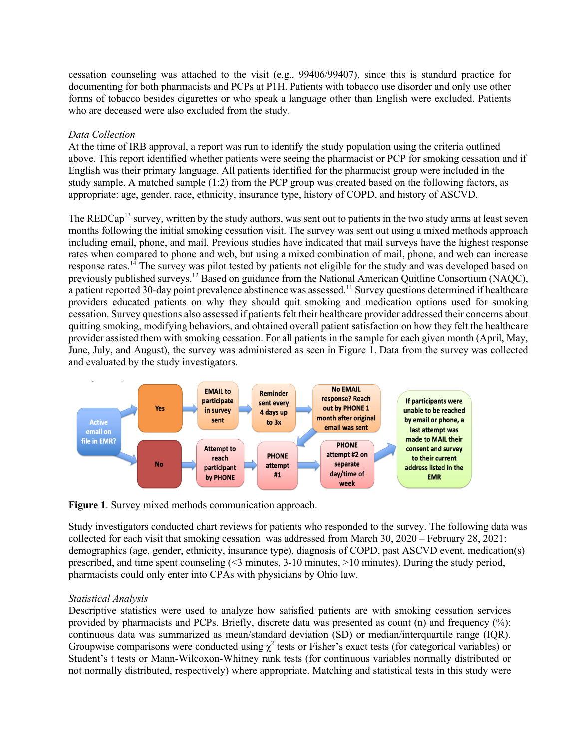cessation counseling was attached to the visit (e.g., 99406/99407), since this is standard practice for documenting for both pharmacists and PCPs at P1H. Patients with tobacco use disorder and only use other forms of tobacco besides cigarettes or who speak a language other than English were excluded. Patients who are deceased were also excluded from the study.

*Data Collection*

At the time of IRB approval, a report was run to identify the study population using the criteria outlined above. This report identified whether patients were seeing the pharmacist or PCP for smoking cessation and if English was their primary language. All patients identified for the pharmacist group were included in the study sample. A matched sample (1:2) from the PCP group was created based on the following factors, as appropriate: age, gender, race, ethnicity, insurance type, history of COPD, and history of ASCVD.

The REDCap[13] survey, written by the study authors, was sent out to patients in the two study arms at least seven months following the initial smoking cessation visit. The survey was sent out using a mixed methods approach including email, phone, and mail. Previous studies have indicated that mail surveys have the highest response rates when compared to phone and web, but using a mixed combination of mail, phone, and web can increase response rates.[14] The survey was pilot tested by patients not eligible for the study and was developed based on previously published surveys.[12] Based on guidance from the National American Quitline Consortium (NAQC), a patient reported 30-day point prevalence abstinence was assessed.[11] Survey questions determined if healthcare providers educated patients on why they should quit smoking and medication options used for smoking cessation. Survey questions also assessed if patients felt their healthcare provider addressed their concerns about quitting smoking, modifying behaviors, and obtained overall patient satisfaction on how they felt the healthcare provider assisted them with smoking cessation. For all patients in the sample for each given month (April, May, June, July, and August), the survey was administered as seen in Figure 1. Data from the survey was collected and evaluated by the study investigators.

Active email on file in EMR? → Yes → EMAIL to participate in survey sent → Reminder sent every 4 days up to 3x → No EMAIL response? Reach out by PHONE 1 month after original email was sent

Active email on file in EMR? → No → Attempt to reach participant by PHONE → PHONE attempt #1 → PHONE attempt #2 on separate day/time of week → If participants were unable to be reached by email or phone, a last attempt was made to MAIL their consent and survey to their current address listed in the EMR

**Figure 1**. Survey mixed methods communication approach.

Study investigators conducted chart reviews for patients who responded to the survey. The following data was collected for each visit that smoking cessation was addressed from March 30, 2020 – February 28, 2021: demographics (age, gender, ethnicity, insurance type), diagnosis of COPD, past ASCVD event, medication(s) prescribed, and time spent counseling (<3 minutes, 3-10 minutes, >10 minutes). During the study period, pharmacists could only enter into CPAs with physicians by Ohio law.

*Statistical Analysis*

Descriptive statistics were used to analyze how satisfied patients are with smoking cessation services provided by pharmacists and PCPs. Briefly, discrete data was presented as count (n) and frequency (%); continuous data was summarized as mean/standard deviation (SD) or median/interquartile range (IQR). Groupwise comparisons were conducted using $\chi^2$ tests or Fisher's exact tests (for categorical variables) or Student's t tests or Mann-Wilcoxon-Whitney rank tests (for continuous variables normally distributed or not normally distributed, respectively) where appropriate. Matching and statistical tests in this study were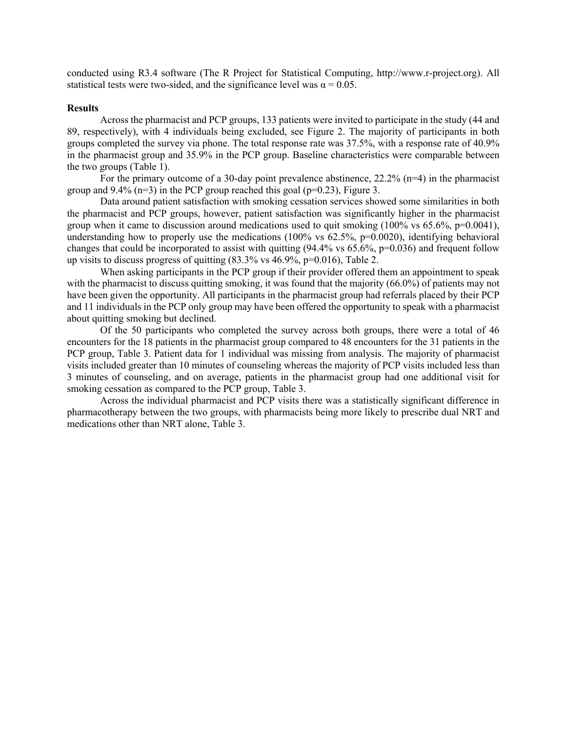conducted using R3.4 software (The R Project for Statistical Computing, http://www.r-project.org). All statistical tests were two-sided, and the significance level was $\alpha = 0.05$.

**Results**

Across the pharmacist and PCP groups, 133 patients were invited to participate in the study (44 and 89, respectively), with 4 individuals being excluded, see Figure 2. The majority of participants in both groups completed the survey via phone. The total response rate was 37.5%, with a response rate of 40.9% in the pharmacist group and 35.9% in the PCP group. Baseline characteristics were comparable between the two groups (Table 1).

For the primary outcome of a 30-day point prevalence abstinence, 22.2% (n=4) in the pharmacist group and 9.4% (n=3) in the PCP group reached this goal (p=0.23), Figure 3.

Data around patient satisfaction with smoking cessation services showed some similarities in both the pharmacist and PCP groups, however, patient satisfaction was significantly higher in the pharmacist group when it came to discussion around medications used to quit smoking (100% vs 65.6%, p=0.0041), understanding how to properly use the medications (100% vs 62.5%, p=0.0020), identifying behavioral changes that could be incorporated to assist with quitting (94.4% vs 65.6%, p=0.036) and frequent follow up visits to discuss progress of quitting (83.3% vs 46.9%, p=0.016), Table 2.

When asking participants in the PCP group if their provider offered them an appointment to speak with the pharmacist to discuss quitting smoking, it was found that the majority (66.0%) of patients may not have been given the opportunity. All participants in the pharmacist group had referrals placed by their PCP and 11 individuals in the PCP only group may have been offered the opportunity to speak with a pharmacist about quitting smoking but declined.

Of the 50 participants who completed the survey across both groups, there were a total of 46 encounters for the 18 patients in the pharmacist group compared to 48 encounters for the 31 patients in the PCP group, Table 3. Patient data for 1 individual was missing from analysis. The majority of pharmacist visits included greater than 10 minutes of counseling whereas the majority of PCP visits included less than 3 minutes of counseling, and on average, patients in the pharmacist group had one additional visit for smoking cessation as compared to the PCP group, Table 3.

Across the individual pharmacist and PCP visits there was a statistically significant difference in pharmacotherapy between the two groups, with pharmacists being more likely to prescribe dual NRT and medications other than NRT alone, Table 3.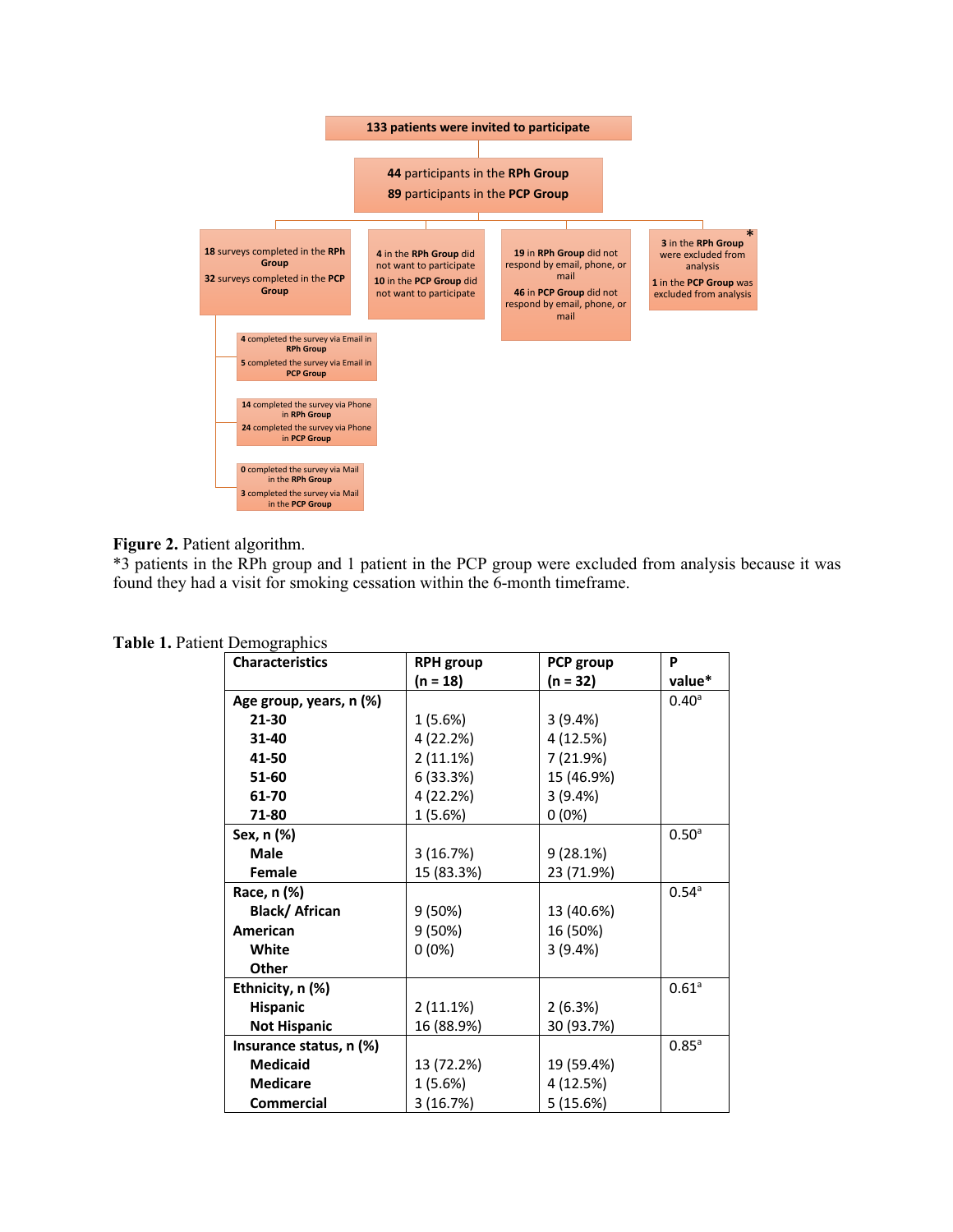133 patients were invited to participate

44 participants in the RPh Group
89 participants in the PCP Group

- 18 surveys completed in the RPh Group; 32 surveys completed in the PCP Group
  - 4 completed the survey via Email in RPh Group; 5 completed the survey via Email in PCP Group
  - 14 completed the survey via Phone in RPh Group; 24 completed the survey via Phone in PCP Group
  - 0 completed the survey via Mail in the RPh Group; 3 completed the survey via Mail in the PCP Group
- 4 in the RPh Group did not want to participate; 10 in the PCP Group did not want to participate
- 19 in RPh Group did not respond by email, phone, or mail; 46 in PCP Group did not respond by email, phone, or mail
- 3 in the RPh Group were excluded from analysis; 1 in the PCP Group was excluded from analysis*

**Figure 2.** Patient algorithm.
*3 patients in the RPh group and 1 patient in the PCP group were excluded from analysis because it was found they had a visit for smoking cessation within the 6-month timeframe.

**Table 1.** Patient Demographics

| Characteristics | RPH group (n = 18) | PCP group (n = 32) | P value* |
|---|---|---|---|
| **Age group, years, n (%)** | | | 0.40[a] |
| **21-30** | 1 (5.6%) | 3 (9.4%) | |
| **31-40** | 4 (22.2%) | 4 (12.5%) | |
| **41-50** | 2 (11.1%) | 7 (21.9%) | |
| **51-60** | 6 (33.3%) | 15 (46.9%) | |
| **61-70** | 4 (22.2%) | 3 (9.4%) | |
| **71-80** | 1 (5.6%) | 0 (0%) | |
| **Sex, n (%)** | | | 0.50[a] |
| **Male** | 3 (16.7%) | 9 (28.1%) | |
| **Female** | 15 (83.3%) | 23 (71.9%) | |
| **Race, n (%)** | | | 0.54[a] |
| **Black/ African American** | 9 (50%) | 13 (40.6%) | |
| **White** | 9 (50%) | 16 (50%) | |
| **Other** | 0 (0%) | 3 (9.4%) | |
| **Ethnicity, n (%)** | | | 0.61[a] |
| **Hispanic** | 2 (11.1%) | 2 (6.3%) | |
| **Not Hispanic** | 16 (88.9%) | 30 (93.7%) | |
| **Insurance status, n (%)** | | | 0.85[a] |
| **Medicaid** | 13 (72.2%) | 19 (59.4%) | |
| **Medicare** | 1 (5.6%) | 4 (12.5%) | |
| **Commercial** | 3 (16.7%) | 5 (15.6%) | |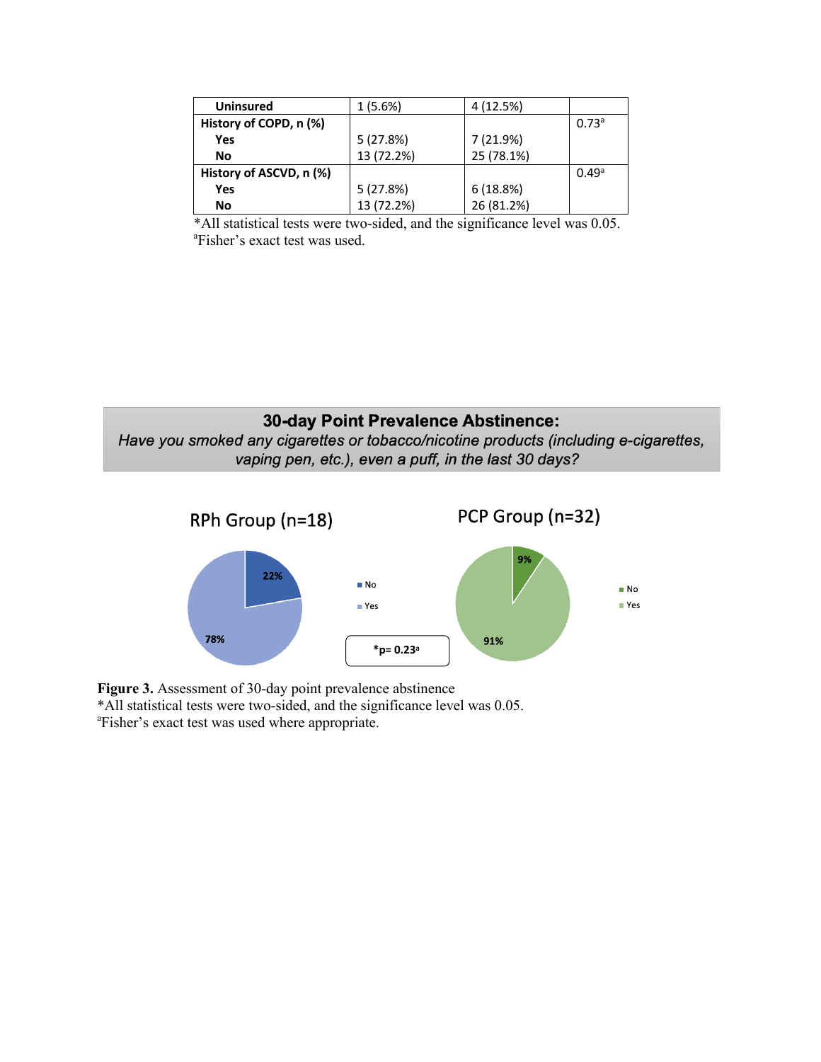| | | | |
|---|---|---|---|
| **Uninsured** | 1 (5.6%) | 4 (12.5%) | |
| **History of COPD, n (%)** | | | 0.73[a] |
| **Yes** | 5 (27.8%) | 7 (21.9%) | |
| **No** | 13 (72.2%) | 25 (78.1%) | |
| **History of ASCVD, n (%)** | | | 0.49[a] |
| **Yes** | 5 (27.8%) | 6 (18.8%) | |
| **No** | 13 (72.2%) | 26 (81.2%) | |

*All statistical tests were two-sided, and the significance level was 0.05.
[a]Fisher's exact test was used.

**30-day Point Prevalence Abstinence:**
*Have you smoked any cigarettes or tobacco/nicotine products (including e-cigarettes, vaping pen, etc.), even a puff, in the last 30 days?*

RPh Group (n=18)

| Response | % |
|---|---|
| No | 22% |
| Yes | 78% |

*p= 0.23[a]

PCP Group (n=32)

| Response | % |
|---|---|
| No | 9% |
| Yes | 91% |

**Figure 3.** Assessment of 30-day point prevalence abstinence
*All statistical tests were two-sided, and the significance level was 0.05.
[a]Fisher's exact test was used where appropriate.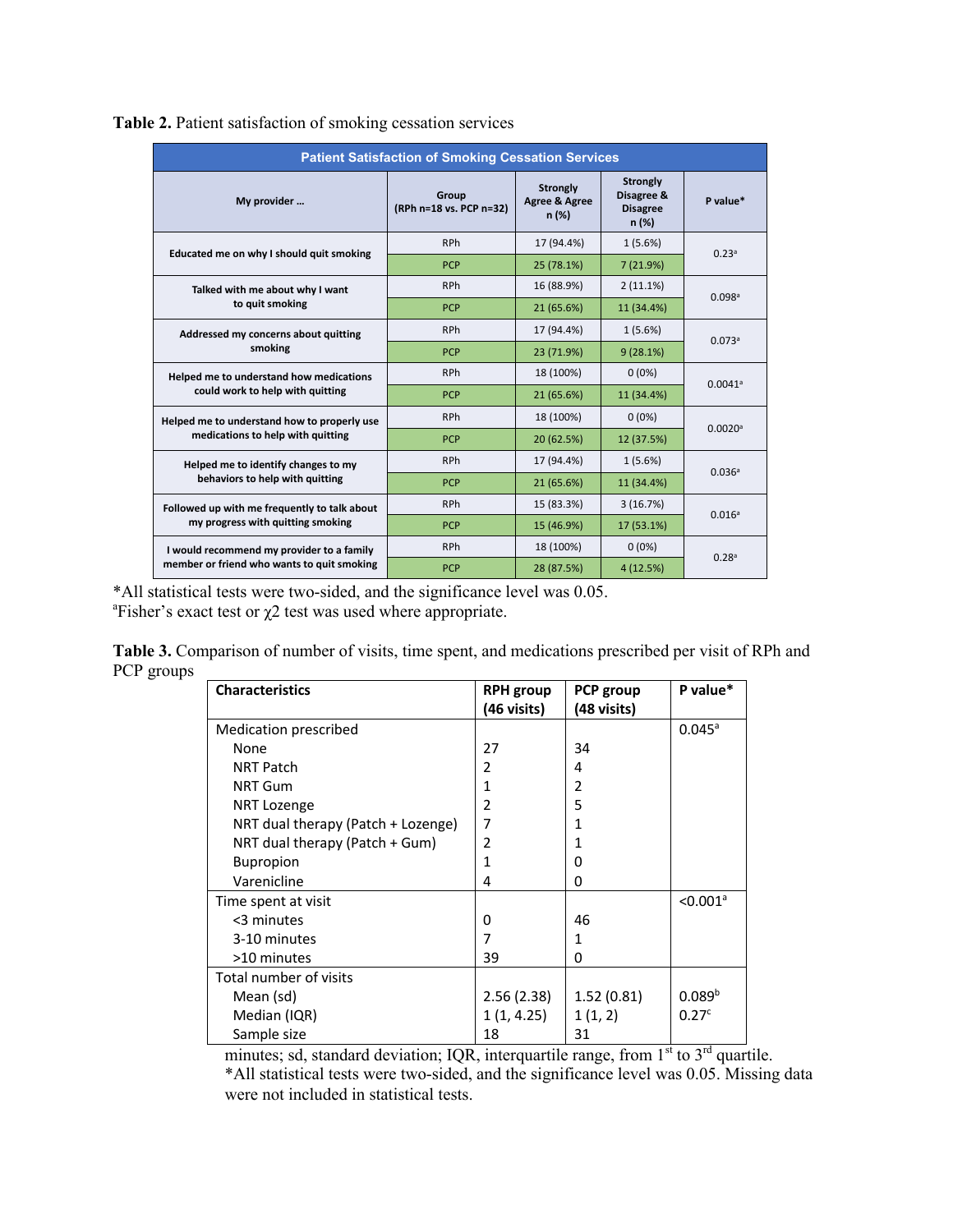**Table 2.** Patient satisfaction of smoking cessation services

| Patient Satisfaction of Smoking Cessation Services | | | | |
|---|---|---|---|---|
| My provider … | Group (RPh n=18 vs. PCP n=32) | Strongly Agree & Agree n (%) | Strongly Disagree & Disagree n (%) | P value* |
| Educated me on why I should quit smoking | RPh | 17 (94.4%) | 1 (5.6%) | 0.23[a] |
| | PCP | 25 (78.1%) | 7 (21.9%) | |
| Talked with me about why I want to quit smoking | RPh | 16 (88.9%) | 2 (11.1%) | 0.098[a] |
| | PCP | 21 (65.6%) | 11 (34.4%) | |
| Addressed my concerns about quitting smoking | RPh | 17 (94.4%) | 1 (5.6%) | 0.073[a] |
| | PCP | 23 (71.9%) | 9 (28.1%) | |
| Helped me to understand how medications could work to help with quitting | RPh | 18 (100%) | 0 (0%) | 0.0041[a] |
| | PCP | 21 (65.6%) | 11 (34.4%) | |
| Helped me to understand how to properly use medications to help with quitting | RPh | 18 (100%) | 0 (0%) | 0.0020[a] |
| | PCP | 20 (62.5%) | 12 (37.5%) | |
| Helped me to identify changes to my behaviors to help with quitting | RPh | 17 (94.4%) | 1 (5.6%) | 0.036[a] |
| | PCP | 21 (65.6%) | 11 (34.4%) | |
| Followed up with me frequently to talk about my progress with quitting smoking | RPh | 15 (83.3%) | 3 (16.7%) | 0.016[a] |
| | PCP | 15 (46.9%) | 17 (53.1%) | |
| I would recommend my provider to a family member or friend who wants to quit smoking | RPh | 18 (100%) | 0 (0%) | 0.28[a] |
| | PCP | 28 (87.5%) | 4 (12.5%) | |

*All statistical tests were two-sided, and the significance level was 0.05.
[a]Fisher's exact test or $\chi 2$ test was used where appropriate.

**Table 3.** Comparison of number of visits, time spent, and medications prescribed per visit of RPh and PCP groups

| Characteristics | RPH group (46 visits) | PCP group (48 visits) | P value* |
|---|---|---|---|
| Medication prescribed | | | 0.045[a] |
| None | 27 | 34 | |
| NRT Patch | 2 | 4 | |
| NRT Gum | 1 | 2 | |
| NRT Lozenge | 2 | 5 | |
| NRT dual therapy (Patch + Lozenge) | 7 | 1 | |
| NRT dual therapy (Patch + Gum) | 2 | 1 | |
| Bupropion | 1 | 0 | |
| Varenicline | 4 | 0 | |
| Time spent at visit | | | <0.001[a] |
| <3 minutes | 0 | 46 | |
| 3-10 minutes | 7 | 1 | |
| >10 minutes | 39 | 0 | |
| Total number of visits | | | |
| Mean (sd) | 2.56 (2.38) | 1.52 (0.81) | 0.089[b] |
| Median (IQR) | 1 (1, 4.25) | 1 (1, 2) | 0.27[c] |
| Sample size | 18 | 31 | |

minutes; sd, standard deviation; IQR, interquartile range, from 1st to 3rd quartile.
*All statistical tests were two-sided, and the significance level was 0.05. Missing data were not included in statistical tests.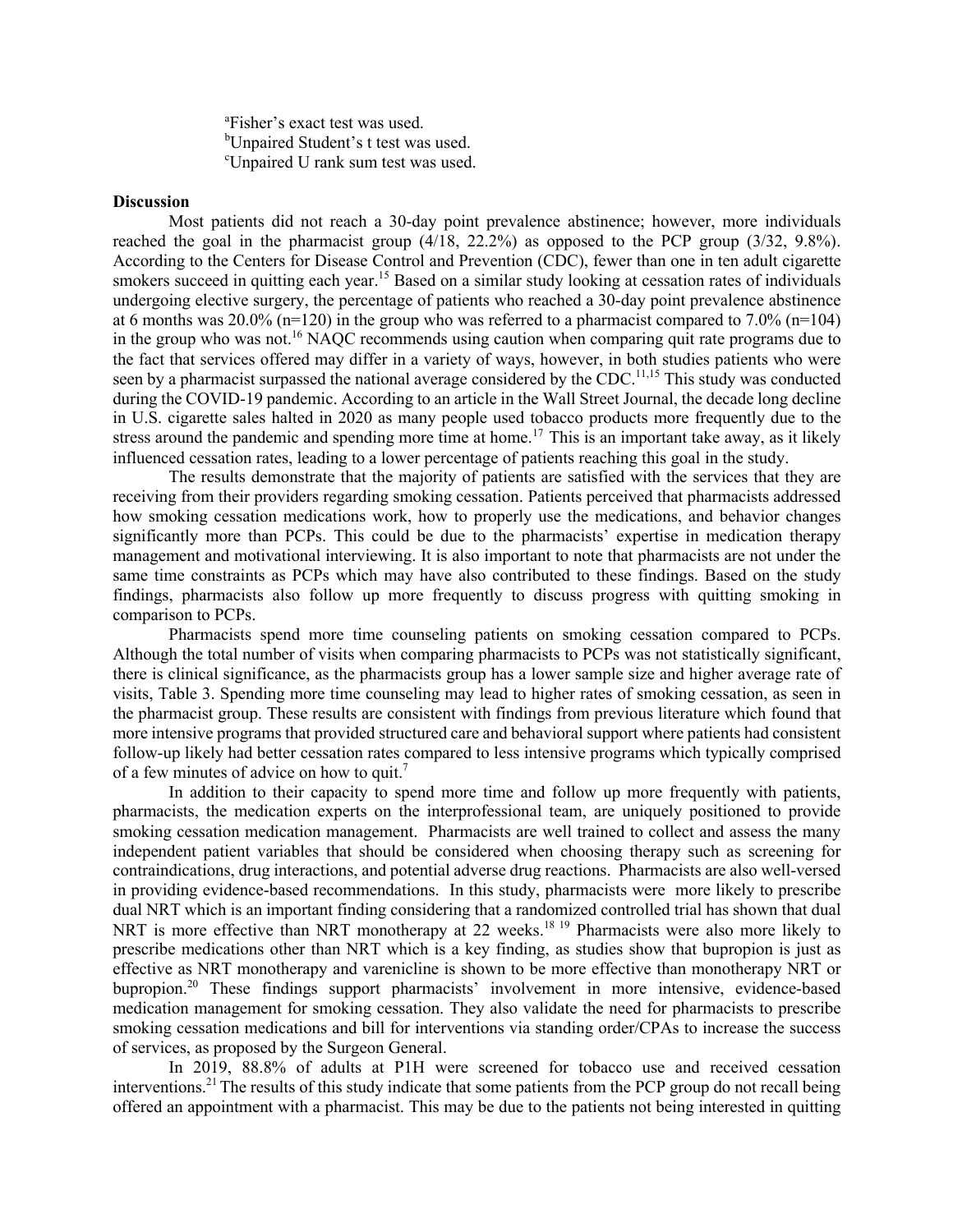[a]Fisher's exact test was used.  
[b]Unpaired Student's t test was used.  
[c]Unpaired U rank sum test was used.

**Discussion**

Most patients did not reach a 30-day point prevalence abstinence; however, more individuals reached the goal in the pharmacist group (4/18, 22.2%) as opposed to the PCP group (3/32, 9.8%). According to the Centers for Disease Control and Prevention (CDC), fewer than one in ten adult cigarette smokers succeed in quitting each year.[15] Based on a similar study looking at cessation rates of individuals undergoing elective surgery, the percentage of patients who reached a 30-day point prevalence abstinence at 6 months was 20.0% (n=120) in the group who was referred to a pharmacist compared to 7.0% (n=104) in the group who was not.[16] NAQC recommends using caution when comparing quit rate programs due to the fact that services offered may differ in a variety of ways, however, in both studies patients who were seen by a pharmacist surpassed the national average considered by the CDC.[11,15] This study was conducted during the COVID-19 pandemic. According to an article in the Wall Street Journal, the decade long decline in U.S. cigarette sales halted in 2020 as many people used tobacco products more frequently due to the stress around the pandemic and spending more time at home.[17] This is an important take away, as it likely influenced cessation rates, leading to a lower percentage of patients reaching this goal in the study.

The results demonstrate that the majority of patients are satisfied with the services that they are receiving from their providers regarding smoking cessation. Patients perceived that pharmacists addressed how smoking cessation medications work, how to properly use the medications, and behavior changes significantly more than PCPs. This could be due to the pharmacists' expertise in medication therapy management and motivational interviewing. It is also important to note that pharmacists are not under the same time constraints as PCPs which may have also contributed to these findings. Based on the study findings, pharmacists also follow up more frequently to discuss progress with quitting smoking in comparison to PCPs.

Pharmacists spend more time counseling patients on smoking cessation compared to PCPs. Although the total number of visits when comparing pharmacists to PCPs was not statistically significant, there is clinical significance, as the pharmacists group has a lower sample size and higher average rate of visits, Table 3. Spending more time counseling may lead to higher rates of smoking cessation, as seen in the pharmacist group. These results are consistent with findings from previous literature which found that more intensive programs that provided structured care and behavioral support where patients had consistent follow-up likely had better cessation rates compared to less intensive programs which typically comprised of a few minutes of advice on how to quit.[7]

In addition to their capacity to spend more time and follow up more frequently with patients, pharmacists, the medication experts on the interprofessional team, are uniquely positioned to provide smoking cessation medication management. Pharmacists are well trained to collect and assess the many independent patient variables that should be considered when choosing therapy such as screening for contraindications, drug interactions, and potential adverse drug reactions. Pharmacists are also well-versed in providing evidence-based recommendations. In this study, pharmacists were more likely to prescribe dual NRT which is an important finding considering that a randomized controlled trial has shown that dual NRT is more effective than NRT monotherapy at 22 weeks.[18,19] Pharmacists were also more likely to prescribe medications other than NRT which is a key finding, as studies show that bupropion is just as effective as NRT monotherapy and varenicline is shown to be more effective than monotherapy NRT or bupropion.[20] These findings support pharmacists' involvement in more intensive, evidence-based medication management for smoking cessation. They also validate the need for pharmacists to prescribe smoking cessation medications and bill for interventions via standing order/CPAs to increase the success of services, as proposed by the Surgeon General.

In 2019, 88.8% of adults at P1H were screened for tobacco use and received cessation interventions.[21] The results of this study indicate that some patients from the PCP group do not recall being offered an appointment with a pharmacist. This may be due to the patients not being interested in quitting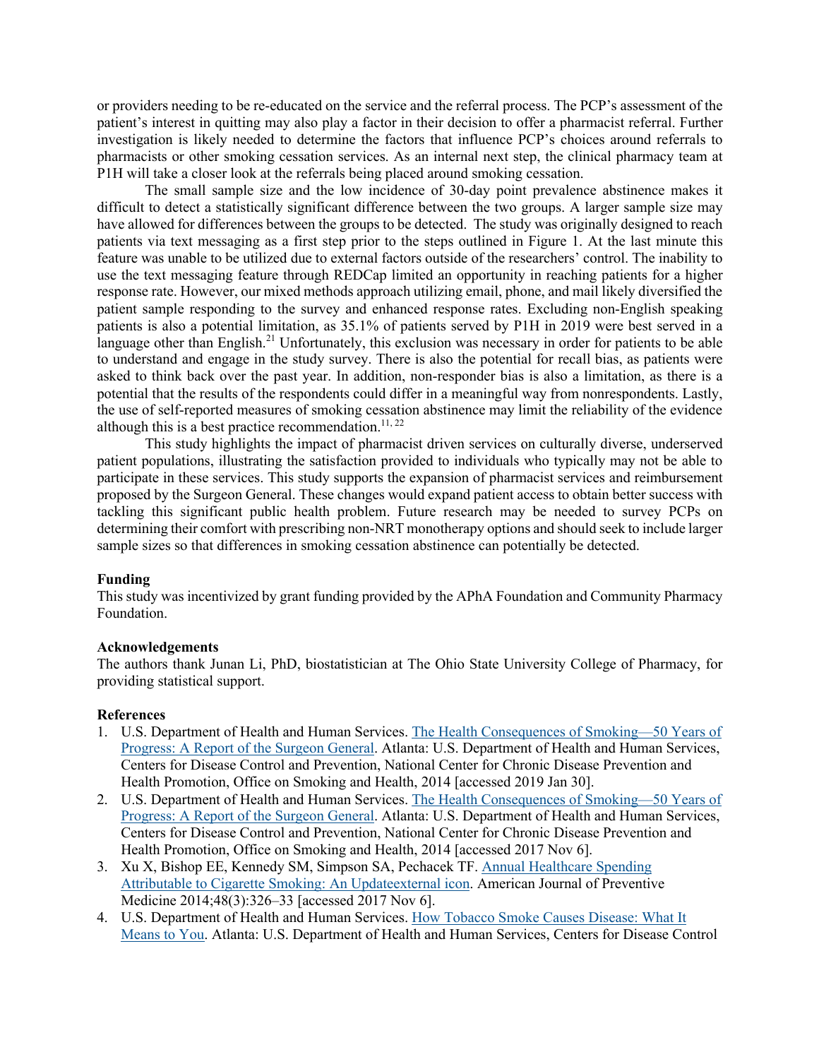or providers needing to be re-educated on the service and the referral process. The PCP's assessment of the patient's interest in quitting may also play a factor in their decision to offer a pharmacist referral. Further investigation is likely needed to determine the factors that influence PCP's choices around referrals to pharmacists or other smoking cessation services. As an internal next step, the clinical pharmacy team at P1H will take a closer look at the referrals being placed around smoking cessation.

The small sample size and the low incidence of 30-day point prevalence abstinence makes it difficult to detect a statistically significant difference between the two groups. A larger sample size may have allowed for differences between the groups to be detected. The study was originally designed to reach patients via text messaging as a first step prior to the steps outlined in Figure 1. At the last minute this feature was unable to be utilized due to external factors outside of the researchers' control. The inability to use the text messaging feature through REDCap limited an opportunity in reaching patients for a higher response rate. However, our mixed methods approach utilizing email, phone, and mail likely diversified the patient sample responding to the survey and enhanced response rates. Excluding non-English speaking patients is also a potential limitation, as 35.1% of patients served by P1H in 2019 were best served in a language other than English.[21] Unfortunately, this exclusion was necessary in order for patients to be able to understand and engage in the study survey. There is also the potential for recall bias, as patients were asked to think back over the past year. In addition, non-responder bias is also a limitation, as there is a potential that the results of the respondents could differ in a meaningful way from nonrespondents. Lastly, the use of self-reported measures of smoking cessation abstinence may limit the reliability of the evidence although this is a best practice recommendation.[11, 22]

This study highlights the impact of pharmacist driven services on culturally diverse, underserved patient populations, illustrating the satisfaction provided to individuals who typically may not be able to participate in these services. This study supports the expansion of pharmacist services and reimbursement proposed by the Surgeon General. These changes would expand patient access to obtain better success with tackling this significant public health problem. Future research may be needed to survey PCPs on determining their comfort with prescribing non-NRT monotherapy options and should seek to include larger sample sizes so that differences in smoking cessation abstinence can potentially be detected.

**Funding**

This study was incentivized by grant funding provided by the APhA Foundation and Community Pharmacy Foundation.

**Acknowledgements**

The authors thank Junan Li, PhD, biostatistician at The Ohio State University College of Pharmacy, for providing statistical support.

**References**

1. U.S. Department of Health and Human Services. The Health Consequences of Smoking—50 Years of Progress: A Report of the Surgeon General. Atlanta: U.S. Department of Health and Human Services, Centers for Disease Control and Prevention, National Center for Chronic Disease Prevention and Health Promotion, Office on Smoking and Health, 2014 [accessed 2019 Jan 30].
2. U.S. Department of Health and Human Services. The Health Consequences of Smoking—50 Years of Progress: A Report of the Surgeon General. Atlanta: U.S. Department of Health and Human Services, Centers for Disease Control and Prevention, National Center for Chronic Disease Prevention and Health Promotion, Office on Smoking and Health, 2014 [accessed 2017 Nov 6].
3. Xu X, Bishop EE, Kennedy SM, Simpson SA, Pechacek TF. Annual Healthcare Spending Attributable to Cigarette Smoking: An Updateexternal icon. American Journal of Preventive Medicine 2014;48(3):326–33 [accessed 2017 Nov 6].
4. U.S. Department of Health and Human Services. How Tobacco Smoke Causes Disease: What It Means to You. Atlanta: U.S. Department of Health and Human Services, Centers for Disease Control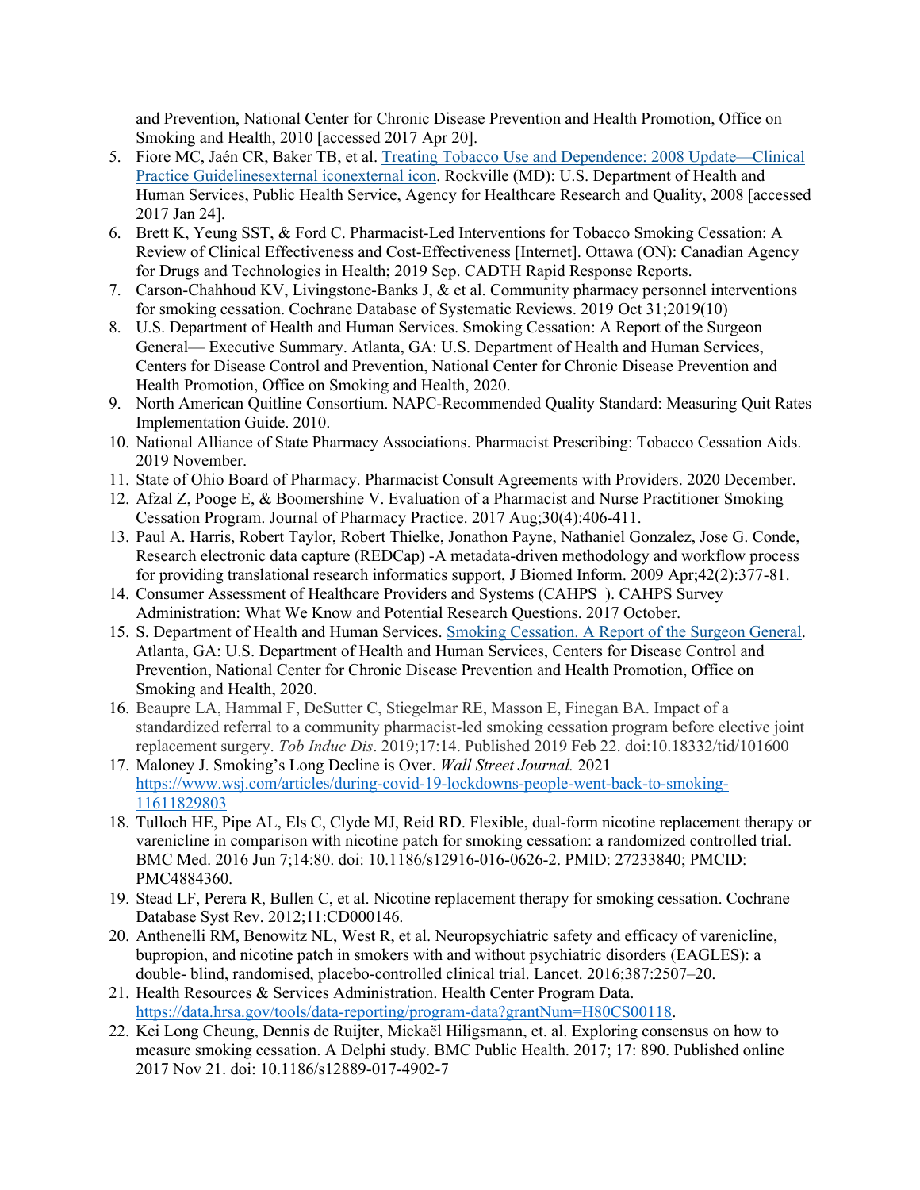and Prevention, National Center for Chronic Disease Prevention and Health Promotion, Office on Smoking and Health, 2010 [accessed 2017 Apr 20].

5. Fiore MC, Jaén CR, Baker TB, et al. Treating Tobacco Use and Dependence: 2008 Update—Clinical Practice Guidelinesexternal iconexternal icon. Rockville (MD): U.S. Department of Health and Human Services, Public Health Service, Agency for Healthcare Research and Quality, 2008 [accessed 2017 Jan 24].
6. Brett K, Yeung SST, & Ford C. Pharmacist-Led Interventions for Tobacco Smoking Cessation: A Review of Clinical Effectiveness and Cost-Effectiveness [Internet]. Ottawa (ON): Canadian Agency for Drugs and Technologies in Health; 2019 Sep. CADTH Rapid Response Reports.
7. Carson-Chahhoud KV, Livingstone-Banks J, & et al. Community pharmacy personnel interventions for smoking cessation. Cochrane Database of Systematic Reviews. 2019 Oct 31;2019(10)
8. U.S. Department of Health and Human Services. Smoking Cessation: A Report of the Surgeon General— Executive Summary. Atlanta, GA: U.S. Department of Health and Human Services, Centers for Disease Control and Prevention, National Center for Chronic Disease Prevention and Health Promotion, Office on Smoking and Health, 2020.
9. North American Quitline Consortium. NAPC-Recommended Quality Standard: Measuring Quit Rates Implementation Guide. 2010.
10. National Alliance of State Pharmacy Associations. Pharmacist Prescribing: Tobacco Cessation Aids. 2019 November.
11. State of Ohio Board of Pharmacy. Pharmacist Consult Agreements with Providers. 2020 December.
12. Afzal Z, Pooge E, & Boomershine V. Evaluation of a Pharmacist and Nurse Practitioner Smoking Cessation Program. Journal of Pharmacy Practice. 2017 Aug;30(4):406-411.
13. Paul A. Harris, Robert Taylor, Robert Thielke, Jonathon Payne, Nathaniel Gonzalez, Jose G. Conde, Research electronic data capture (REDCap) -A metadata-driven methodology and workflow process for providing translational research informatics support, J Biomed Inform. 2009 Apr;42(2):377-81.
14. Consumer Assessment of Healthcare Providers and Systems (CAHPS ). CAHPS Survey Administration: What We Know and Potential Research Questions. 2017 October.
15. S. Department of Health and Human Services. Smoking Cessation. A Report of the Surgeon General. Atlanta, GA: U.S. Department of Health and Human Services, Centers for Disease Control and Prevention, National Center for Chronic Disease Prevention and Health Promotion, Office on Smoking and Health, 2020.
16. Beaupre LA, Hammal F, DeSutter C, Stiegelmar RE, Masson E, Finegan BA. Impact of a standardized referral to a community pharmacist-led smoking cessation program before elective joint replacement surgery. *Tob Induc Dis*. 2019;17:14. Published 2019 Feb 22. doi:10.18332/tid/101600
17. Maloney J. Smoking's Long Decline is Over. *Wall Street Journal.* 2021 https://www.wsj.com/articles/during-covid-19-lockdowns-people-went-back-to-smoking-11611829803
18. Tulloch HE, Pipe AL, Els C, Clyde MJ, Reid RD. Flexible, dual-form nicotine replacement therapy or varenicline in comparison with nicotine patch for smoking cessation: a randomized controlled trial. BMC Med. 2016 Jun 7;14:80. doi: 10.1186/s12916-016-0626-2. PMID: 27233840; PMCID: PMC4884360.
19. Stead LF, Perera R, Bullen C, et al. Nicotine replacement therapy for smoking cessation. Cochrane Database Syst Rev. 2012;11:CD000146.
20. Anthenelli RM, Benowitz NL, West R, et al. Neuropsychiatric safety and efficacy of varenicline, bupropion, and nicotine patch in smokers with and without psychiatric disorders (EAGLES): a double- blind, randomised, placebo-controlled clinical trial. Lancet. 2016;387:2507–20.
21. Health Resources & Services Administration. Health Center Program Data. https://data.hrsa.gov/tools/data-reporting/program-data?grantNum=H80CS00118.
22. Kei Long Cheung, Dennis de Ruijter, Mickaël Hiligsmann, et. al. Exploring consensus on how to measure smoking cessation. A Delphi study. BMC Public Health. 2017; 17: 890. Published online 2017 Nov 21. doi: 10.1186/s12889-017-4902-7